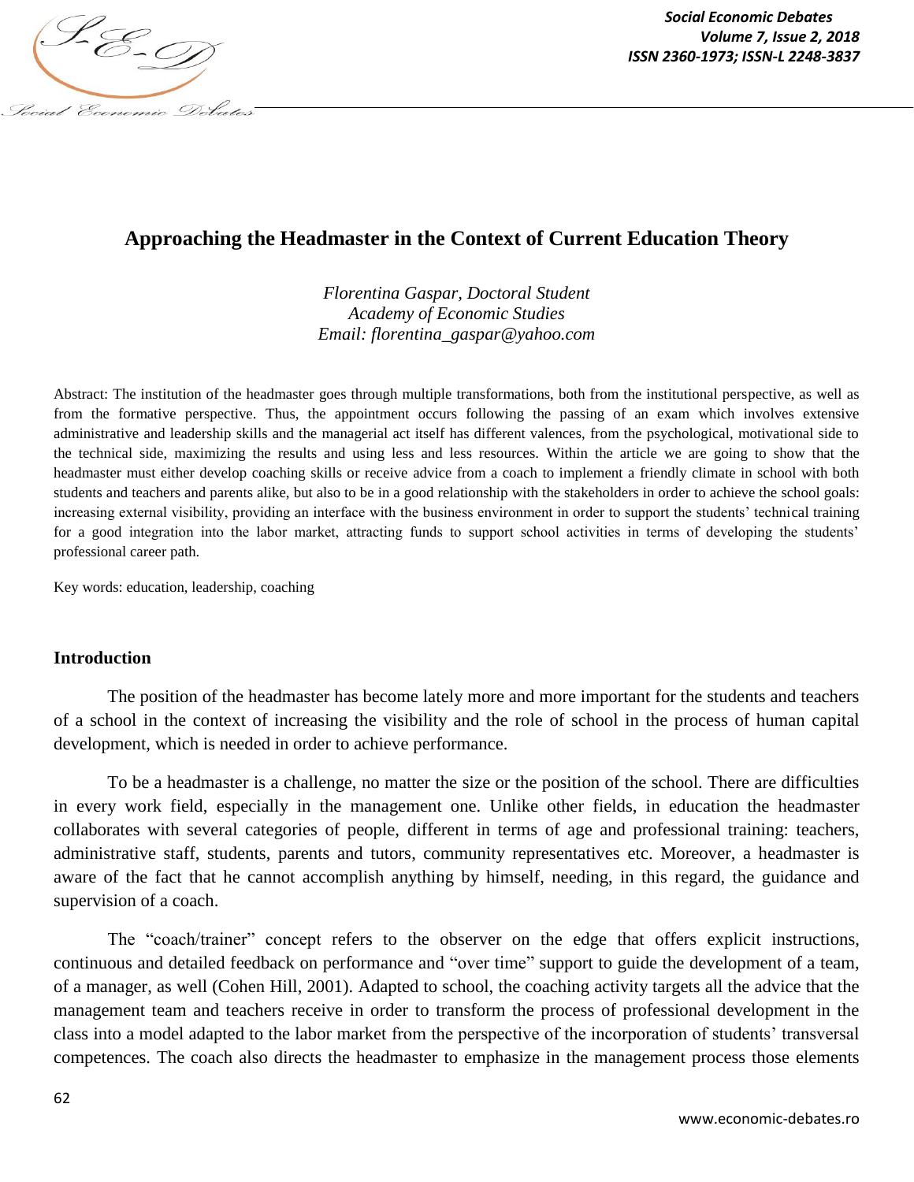# Approaching the Headmaster in the Context of Current Education Theory

*Florentina Gaspar, Doctoral Student*
*Academy of Economic Studies*
*Email: florentina_gaspar@yahoo.com*

Abstract: The institution of the headmaster goes through multiple transformations, both from the institutional perspective, as well as from the formative perspective. Thus, the appointment occurs following the passing of an exam which involves extensive administrative and leadership skills and the managerial act itself has different valences, from the psychological, motivational side to the technical side, maximizing the results and using less and less resources. Within the article we are going to show that the headmaster must either develop coaching skills or receive advice from a coach to implement a friendly climate in school with both students and teachers and parents alike, but also to be in a good relationship with the stakeholders in order to achieve the school goals: increasing external visibility, providing an interface with the business environment in order to support the students' technical training for a good integration into the labor market, attracting funds to support school activities in terms of developing the students' professional career path.

Key words: education, leadership, coaching

## Introduction

The position of the headmaster has become lately more and more important for the students and teachers of a school in the context of increasing the visibility and the role of school in the process of human capital development, which is needed in order to achieve performance.

To be a headmaster is a challenge, no matter the size or the position of the school. There are difficulties in every work field, especially in the management one. Unlike other fields, in education the headmaster collaborates with several categories of people, different in terms of age and professional training: teachers, administrative staff, students, parents and tutors, community representatives etc. Moreover, a headmaster is aware of the fact that he cannot accomplish anything by himself, needing, in this regard, the guidance and supervision of a coach.

The "coach/trainer" concept refers to the observer on the edge that offers explicit instructions, continuous and detailed feedback on performance and "over time" support to guide the development of a team, of a manager, as well (Cohen Hill, 2001). Adapted to school, the coaching activity targets all the advice that the management team and teachers receive in order to transform the process of professional development in the class into a model adapted to the labor market from the perspective of the incorporation of students' transversal competences. The coach also directs the headmaster to emphasize in the management process those elements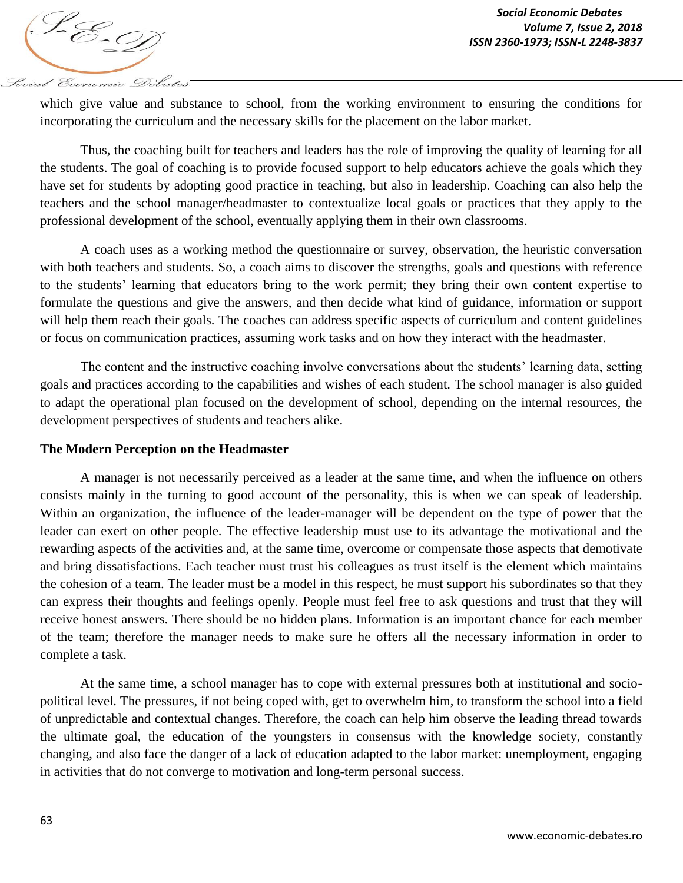which give value and substance to school, from the working environment to ensuring the conditions for incorporating the curriculum and the necessary skills for the placement on the labor market.

Thus, the coaching built for teachers and leaders has the role of improving the quality of learning for all the students. The goal of coaching is to provide focused support to help educators achieve the goals which they have set for students by adopting good practice in teaching, but also in leadership. Coaching can also help the teachers and the school manager/headmaster to contextualize local goals or practices that they apply to the professional development of the school, eventually applying them in their own classrooms.

A coach uses as a working method the questionnaire or survey, observation, the heuristic conversation with both teachers and students. So, a coach aims to discover the strengths, goals and questions with reference to the students' learning that educators bring to the work permit; they bring their own content expertise to formulate the questions and give the answers, and then decide what kind of guidance, information or support will help them reach their goals. The coaches can address specific aspects of curriculum and content guidelines or focus on communication practices, assuming work tasks and on how they interact with the headmaster.

The content and the instructive coaching involve conversations about the students' learning data, setting goals and practices according to the capabilities and wishes of each student. The school manager is also guided to adapt the operational plan focused on the development of school, depending on the internal resources, the development perspectives of students and teachers alike.

**The Modern Perception on the Headmaster**

A manager is not necessarily perceived as a leader at the same time, and when the influence on others consists mainly in the turning to good account of the personality, this is when we can speak of leadership. Within an organization, the influence of the leader-manager will be dependent on the type of power that the leader can exert on other people. The effective leadership must use to its advantage the motivational and the rewarding aspects of the activities and, at the same time, overcome or compensate those aspects that demotivate and bring dissatisfactions. Each teacher must trust his colleagues as trust itself is the element which maintains the cohesion of a team. The leader must be a model in this respect, he must support his subordinates so that they can express their thoughts and feelings openly. People must feel free to ask questions and trust that they will receive honest answers. There should be no hidden plans. Information is an important chance for each member of the team; therefore the manager needs to make sure he offers all the necessary information in order to complete a task.

At the same time, a school manager has to cope with external pressures both at institutional and socio-political level. The pressures, if not being coped with, get to overwhelm him, to transform the school into a field of unpredictable and contextual changes. Therefore, the coach can help him observe the leading thread towards the ultimate goal, the education of the youngsters in consensus with the knowledge society, constantly changing, and also face the danger of a lack of education adapted to the labor market: unemployment, engaging in activities that do not converge to motivation and long-term personal success.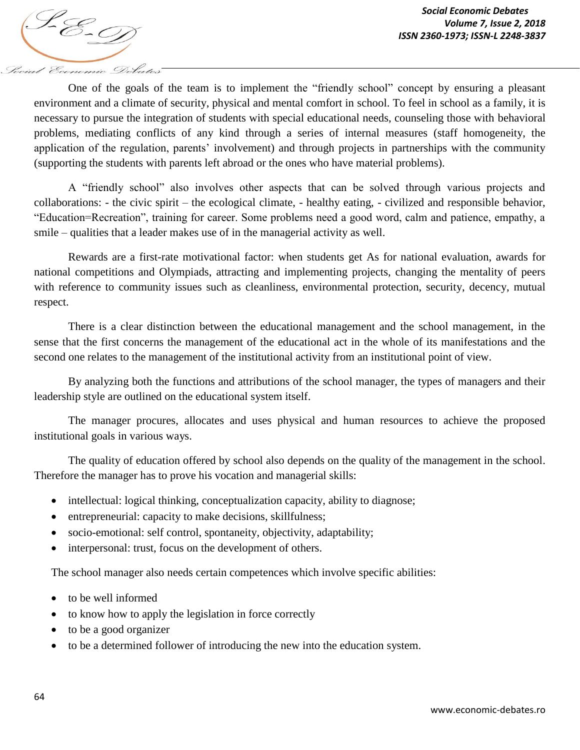One of the goals of the team is to implement the "friendly school" concept by ensuring a pleasant environment and a climate of security, physical and mental comfort in school. To feel in school as a family, it is necessary to pursue the integration of students with special educational needs, counseling those with behavioral problems, mediating conflicts of any kind through a series of internal measures (staff homogeneity, the application of the regulation, parents' involvement) and through projects in partnerships with the community (supporting the students with parents left abroad or the ones who have material problems).

A "friendly school" also involves other aspects that can be solved through various projects and collaborations: - the civic spirit – the ecological climate, - healthy eating, - civilized and responsible behavior, "Education=Recreation", training for career. Some problems need a good word, calm and patience, empathy, a smile – qualities that a leader makes use of in the managerial activity as well.

Rewards are a first-rate motivational factor: when students get As for national evaluation, awards for national competitions and Olympiads, attracting and implementing projects, changing the mentality of peers with reference to community issues such as cleanliness, environmental protection, security, decency, mutual respect.

There is a clear distinction between the educational management and the school management, in the sense that the first concerns the management of the educational act in the whole of its manifestations and the second one relates to the management of the institutional activity from an institutional point of view.

By analyzing both the functions and attributions of the school manager, the types of managers and their leadership style are outlined on the educational system itself.

The manager procures, allocates and uses physical and human resources to achieve the proposed institutional goals in various ways.

The quality of education offered by school also depends on the quality of the management in the school. Therefore the manager has to prove his vocation and managerial skills:

- intellectual: logical thinking, conceptualization capacity, ability to diagnose;
- entrepreneurial: capacity to make decisions, skillfulness;
- socio-emotional: self control, spontaneity, objectivity, adaptability;
- interpersonal: trust, focus on the development of others.

The school manager also needs certain competences which involve specific abilities:

- to be well informed
- to know how to apply the legislation in force correctly
- to be a good organizer
- to be a determined follower of introducing the new into the education system.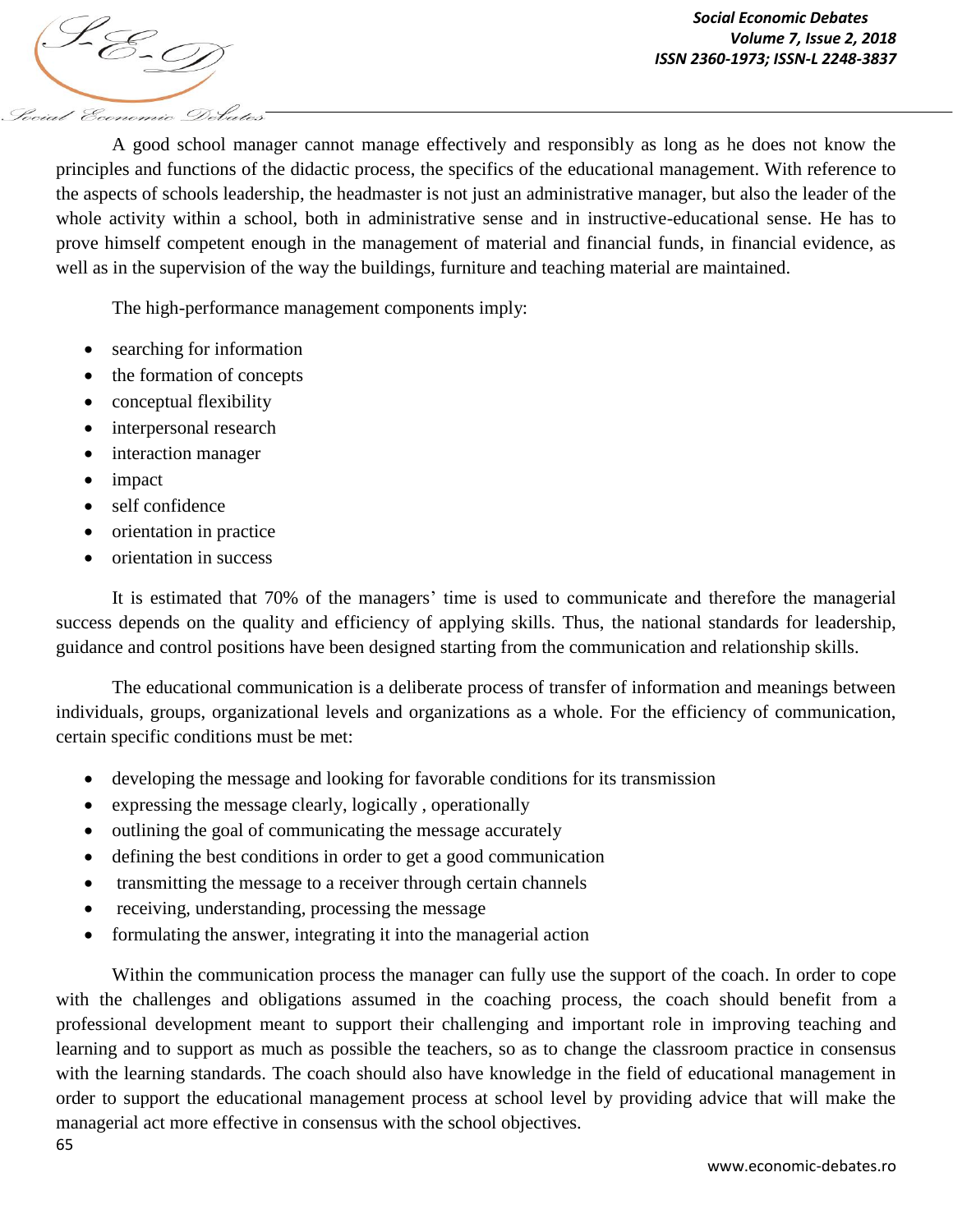A good school manager cannot manage effectively and responsibly as long as he does not know the principles and functions of the didactic process, the specifics of the educational management. With reference to the aspects of schools leadership, the headmaster is not just an administrative manager, but also the leader of the whole activity within a school, both in administrative sense and in instructive-educational sense. He has to prove himself competent enough in the management of material and financial funds, in financial evidence, as well as in the supervision of the way the buildings, furniture and teaching material are maintained.

The high-performance management components imply:

- searching for information
- the formation of concepts
- conceptual flexibility
- interpersonal research
- interaction manager
- impact
- self confidence
- orientation in practice
- orientation in success

It is estimated that 70% of the managers' time is used to communicate and therefore the managerial success depends on the quality and efficiency of applying skills. Thus, the national standards for leadership, guidance and control positions have been designed starting from the communication and relationship skills.

The educational communication is a deliberate process of transfer of information and meanings between individuals, groups, organizational levels and organizations as a whole. For the efficiency of communication, certain specific conditions must be met:

- developing the message and looking for favorable conditions for its transmission
- expressing the message clearly, logically , operationally
- outlining the goal of communicating the message accurately
- defining the best conditions in order to get a good communication
- transmitting the message to a receiver through certain channels
- receiving, understanding, processing the message
- formulating the answer, integrating it into the managerial action

Within the communication process the manager can fully use the support of the coach. In order to cope with the challenges and obligations assumed in the coaching process, the coach should benefit from a professional development meant to support their challenging and important role in improving teaching and learning and to support as much as possible the teachers, so as to change the classroom practice in consensus with the learning standards. The coach should also have knowledge in the field of educational management in order to support the educational management process at school level by providing advice that will make the managerial act more effective in consensus with the school objectives.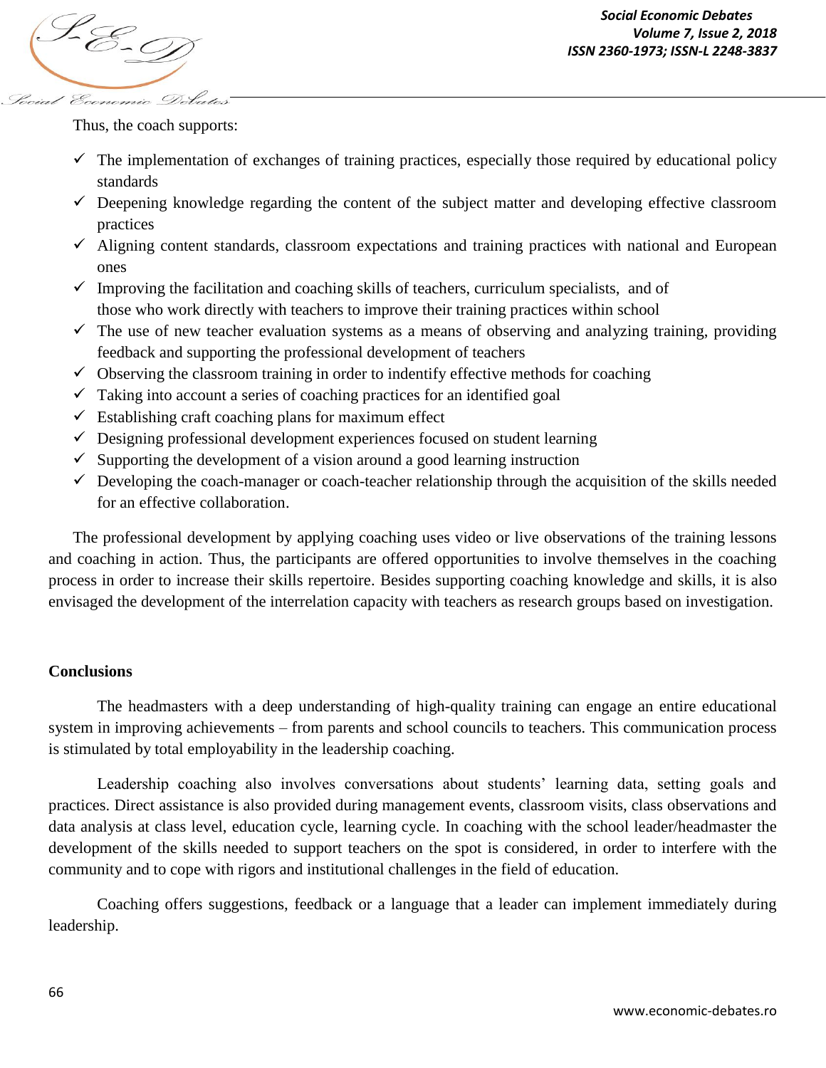Thus, the coach supports:

- ✓ The implementation of exchanges of training practices, especially those required by educational policy standards
- ✓ Deepening knowledge regarding the content of the subject matter and developing effective classroom practices
- ✓ Aligning content standards, classroom expectations and training practices with national and European ones
- ✓ Improving the facilitation and coaching skills of teachers, curriculum specialists, and of those who work directly with teachers to improve their training practices within school
- ✓ The use of new teacher evaluation systems as a means of observing and analyzing training, providing feedback and supporting the professional development of teachers
- ✓ Observing the classroom training in order to indentify effective methods for coaching
- ✓ Taking into account a series of coaching practices for an identified goal
- ✓ Establishing craft coaching plans for maximum effect
- ✓ Designing professional development experiences focused on student learning
- ✓ Supporting the development of a vision around a good learning instruction
- ✓ Developing the coach-manager or coach-teacher relationship through the acquisition of the skills needed for an effective collaboration.

The professional development by applying coaching uses video or live observations of the training lessons and coaching in action. Thus, the participants are offered opportunities to involve themselves in the coaching process in order to increase their skills repertoire. Besides supporting coaching knowledge and skills, it is also envisaged the development of the interrelation capacity with teachers as research groups based on investigation.

## Conclusions

The headmasters with a deep understanding of high-quality training can engage an entire educational system in improving achievements – from parents and school councils to teachers. This communication process is stimulated by total employability in the leadership coaching.

Leadership coaching also involves conversations about students' learning data, setting goals and practices. Direct assistance is also provided during management events, classroom visits, class observations and data analysis at class level, education cycle, learning cycle. In coaching with the school leader/headmaster the development of the skills needed to support teachers on the spot is considered, in order to interfere with the community and to cope with rigors and institutional challenges in the field of education.

Coaching offers suggestions, feedback or a language that a leader can implement immediately during leadership.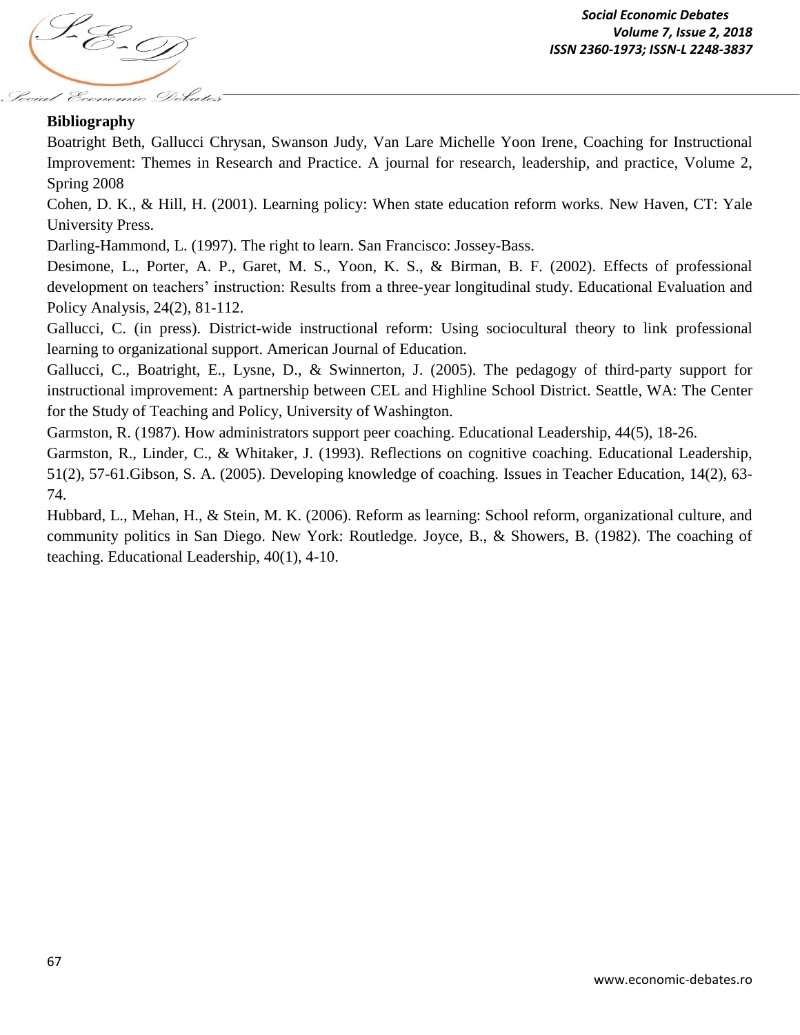**Bibliography**

Boatright Beth, Gallucci Chrysan, Swanson Judy, Van Lare Michelle Yoon Irene, Coaching for Instructional Improvement: Themes in Research and Practice. A journal for research, leadership, and practice, Volume 2, Spring 2008

Cohen, D. K., & Hill, H. (2001). Learning policy: When state education reform works. New Haven, CT: Yale University Press.

Darling-Hammond, L. (1997). The right to learn. San Francisco: Jossey-Bass.

Desimone, L., Porter, A. P., Garet, M. S., Yoon, K. S., & Birman, B. F. (2002). Effects of professional development on teachers' instruction: Results from a three-year longitudinal study. Educational Evaluation and Policy Analysis, 24(2), 81-112.

Gallucci, C. (in press). District-wide instructional reform: Using sociocultural theory to link professional learning to organizational support. American Journal of Education.

Gallucci, C., Boatright, E., Lysne, D., & Swinnerton, J. (2005). The pedagogy of third-party support for instructional improvement: A partnership between CEL and Highline School District. Seattle, WA: The Center for the Study of Teaching and Policy, University of Washington.

Garmston, R. (1987). How administrators support peer coaching. Educational Leadership, 44(5), 18-26.

Garmston, R., Linder, C., & Whitaker, J. (1993). Reflections on cognitive coaching. Educational Leadership, 51(2), 57-61.Gibson, S. A. (2005). Developing knowledge of coaching. Issues in Teacher Education, 14(2), 63-74.

Hubbard, L., Mehan, H., & Stein, M. K. (2006). Reform as learning: School reform, organizational culture, and community politics in San Diego. New York: Routledge. Joyce, B., & Showers, B. (1982). The coaching of teaching. Educational Leadership, 40(1), 4-10.